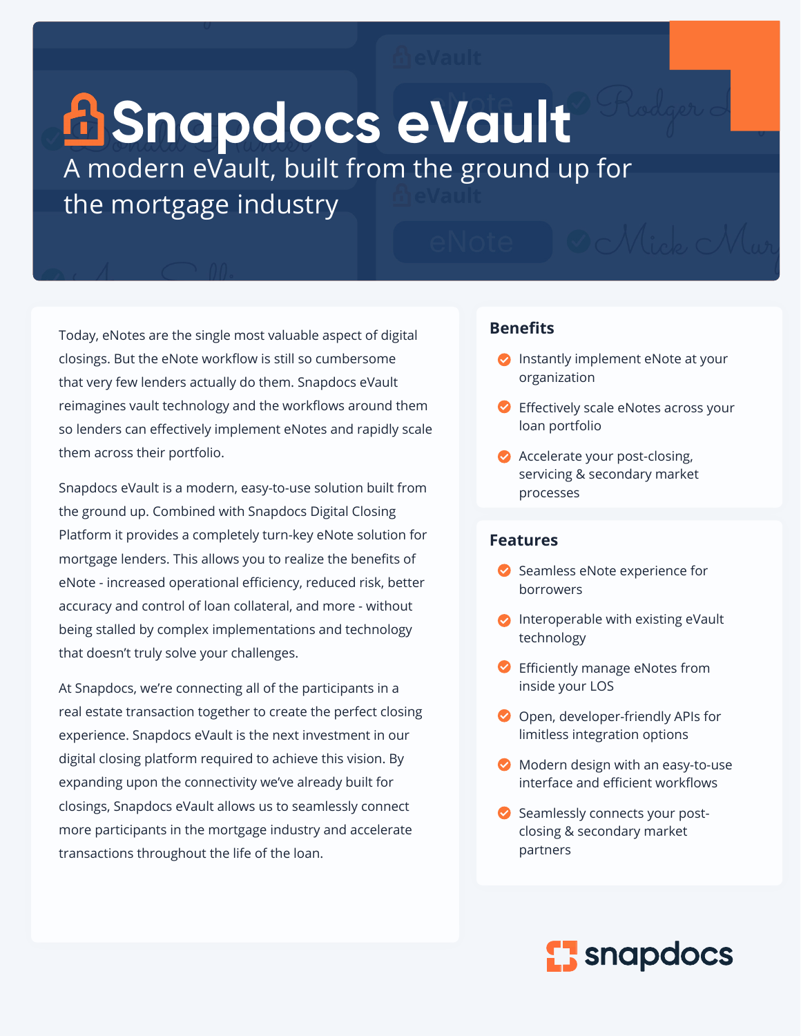# Snapdocs eVault

## A modern eVault, built from the ground up for the mortgage industry

Today, eNotes are the single most valuable aspect of digital closings. But the eNote workflow is still so cumbersome that very few lenders actually do them. Snapdocs eVault reimagines vault technology and the workflows around them so lenders can effectively implement eNotes and rapidly scale them across their portfolio.

Snapdocs eVault is a modern, easy-to-use solution built from the ground up. Combined with Snapdocs Digital Closing Platform it provides a completely turn-key eNote solution for mortgage lenders. This allows you to realize the benefits of eNote - increased operational efficiency, reduced risk, better accuracy and control of loan collateral, and more - without being stalled by complex implementations and technology that doesn't truly solve your challenges.

At Snapdocs, we're connecting all of the participants in a real estate transaction together to create the perfect closing experience. Snapdocs eVault is the next investment in our digital closing platform required to achieve this vision. By expanding upon the connectivity we've already built for closings, Snapdocs eVault allows us to seamlessly connect more participants in the mortgage industry and accelerate transactions throughout the life of the loan.

### Benefits

- Instantly implement eNote at your organization
- Effectively scale eNotes across your loan portfolio
- Accelerate your post-closing, servicing & secondary market processes

### Features

- Seamless eNote experience for borrowers
- Interoperable with existing eVault technology
- Efficiently manage eNotes from inside your LOS
- Open, developer-friendly APIs for limitless integration options
- Modern design with an easy-to-use interface and efficient workflows
- Seamlessly connects your post-closing & secondary market partners

snapdocs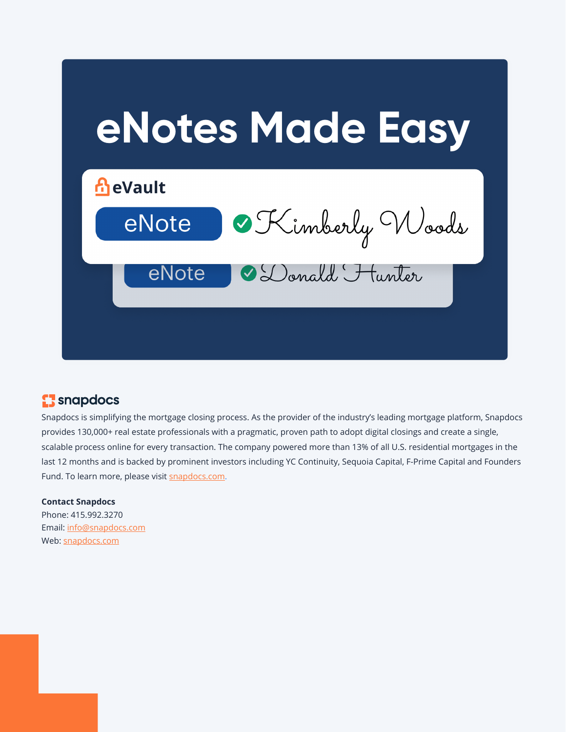# eNotes Made Easy

eVault

eNote Kimberly Woods

eNote Donald Hunter

snapdocs

Snapdocs is simplifying the mortgage closing process. As the provider of the industry's leading mortgage platform, Snapdocs provides 130,000+ real estate professionals with a pragmatic, proven path to adopt digital closings and create a single, scalable process online for every transaction. The company powered more than 13% of all U.S. residential mortgages in the last 12 months and is backed by prominent investors including YC Continuity, Sequoia Capital, F-Prime Capital and Founders Fund. To learn more, please visit snapdocs.com.

**Contact Snapdocs**
Phone: 415.992.3270
Email: info@snapdocs.com
Web: snapdocs.com